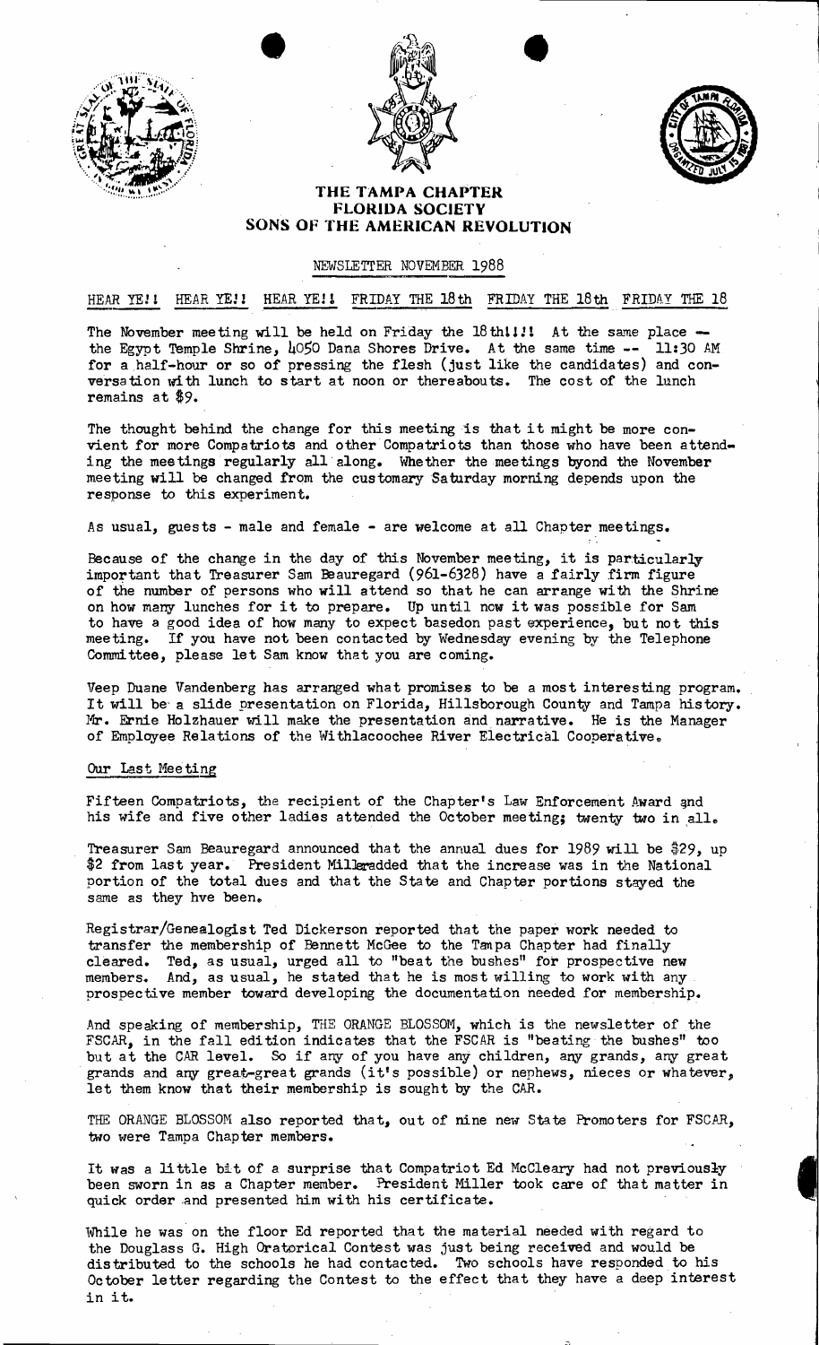# THE TAMPA CHAPTER
## FLORIDA SOCIETY
## SONS OF THE AMERICAN REVOLUTION

NEWSLETTER NOVEMBER 1988

HEAR YE!! HEAR YE!! HEAR YE!! FRIDAY THE 18th FRIDAY THE 18th FRIDAY THE 18

The November meeting will be held on Friday the 18th!!!! At the same place -- the Egypt Temple Shrine, 4050 Dana Shores Drive. At the same time -- 11:30 AM for a half-hour or so of pressing the flesh (just like the candidates) and conversation with lunch to start at noon or thereabouts. The cost of the lunch remains at $9.

The thought behind the change for this meeting is that it might be more convenient for more Compatriots and other Compatriots than those who have been attending the meetings regularly all along. Whether the meetings byond the November meeting will be changed from the customary Saturday morning depends upon the response to this experiment.

As usual, guests - male and female - are welcome at all Chapter meetings.

Because of the change in the day of this November meeting, it is particularly important that Treasurer Sam Beauregard (961-6328) have a fairly firm figure of the number of persons who will attend so that he can arrange with the Shrine on how many lunches for it to prepare. Up until now it was possible for Sam to have a good idea of how many to expect basedon past experience, but not this meeting. If you have not been contacted by Wednesday evening by the Telephone Committee, please let Sam know that you are coming.

Veep Duane Vandenberg has arranged what promises to be a most interesting program. It will be a slide presentation on Florida, Hillsborough County and Tampa history. Mr. Ernie Holzhauer will make the presentation and narrative. He is the Manager of Employee Relations of the Withlacoochee River Electrical Cooperative.

## Our Last Meeting

Fifteen Compatriots, the recipient of the Chapter's Law Enforcement Award and his wife and five other ladies attended the October meeting; twenty two in all.

Treasurer Sam Beauregard announced that the annual dues for 1989 will be $29, up $2 from last year. President Milleradded that the increase was in the National portion of the total dues and that the State and Chapter portions stayed the same as they hve been.

Registrar/Genealogist Ted Dickerson reported that the paper work needed to transfer the membership of Bennett McGee to the Tampa Chapter had finally cleared. Ted, as usual, urged all to "beat the bushes" for prospective new members. And, as usual, he stated that he is most willing to work with any prospective member toward developing the documentation needed for membership.

And speaking of membership, THE ORANGE BLOSSOM, which is the newsletter of the FSCAR, in the fall edition indicates that the FSCAR is "beating the bushes" too but at the CAR level. So if any of you have any children, any grands, any great grands and any great-great grands (it's possible) or nephews, nieces or whatever, let them know that their membership is sought by the CAR.

THE ORANGE BLOSSOM also reported that, out of nine new State Promoters for FSCAR, two were Tampa Chapter members.

It was a little bit of a surprise that Compatriot Ed McCleary had not previously been sworn in as a Chapter member. President Miller took care of that matter in quick order and presented him with his certificate.

While he was on the floor Ed reported that the material needed with regard to the Douglass G. High Oratorical Contest was just being received and would be distributed to the schools he had contacted. Two schools have responded to his October letter regarding the Contest to the effect that they have a deep interest in it.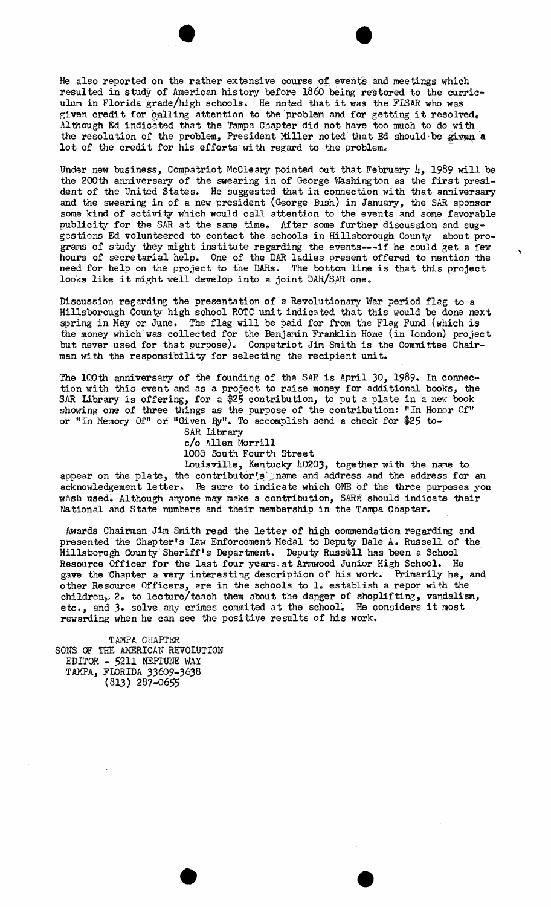He also reported on the rather extensive course of events and meetings which resulted in study of American history before 1860 being restored to the curriculum in Florida grade/high schools. He noted that it was the FLSAR who was given credit for calling attention to the problem and for getting it resolved. Although Ed indicated that the Tampa Chapter did not have too much to do with the resolution of the problem, President Miller noted that Ed should be given a lot of the credit for his efforts with regard to the problem.

Under new business, Compatriot McCleary pointed out that February 4, 1989 will be the 200th anniversary of the swearing in of George Washington as the first president of the United States. He suggested that in connection with that anniversary and the swearing in of a new president (George Bush) in January, the SAR sponsor some kind of activity which would call attention to the events and some favorable publicity for the SAR at the same time. After some further discussion and suggestions Ed volunteered to contact the schools in Hillsborough County about programs of study they might institute regarding the events---if he could get a few hours of secretarial help. One of the DAR ladies present offered to mention the need for help on the project to the DARs. The bottom line is that this project looks like it might well develop into a joint DAR/SAR one.

Discussion regarding the presentation of a Revolutionary War period flag to a Hillsborough County high school ROTC unit indicated that this would be done next spring in May or June. The flag will be paid for from the Flag Fund (which is the money which was collected for the Benjamin Franklin Home (in London) project but never used for that purpose). Compatriot Jim Smith is the Committee Chairman with the responsibility for selecting the recipient unit.

The 100th anniversary of the founding of the SAR is April 30, 1989. In connection with this event and as a project to raise money for additional books, the SAR Library is offering, for a $25 contribution, to put a plate in a new book showing one of three things as the purpose of the contribution: "In Honor Of" or "In Memory Of" or "Given By". To accomplish send a check for $25 to-

SAR Library
c/o Allen Morrill
1000 South Fourth Street
Louisville, Kentucky 40203, together with the name to appear on the plate, the contributor's name and address and the address for an acknowledgement letter. Be sure to indicate which ONE of the three purposes you wish used. Although anyone may make a contribution, SARs should indicate their National and State numbers and their membership in the Tampa Chapter.

Awards Chairman Jim Smith read the letter of high commendation regarding and presented the Chapter's Law Enforcement Medal to Deputy Dale A. Russell of the Hillsborogh County Sheriff's Department. Deputy Russell has been a School Resource Officer for the last four years at Armwood Junior High School. He gave the Chapter a very interesting description of his work. Primarily he, and other Resource Officers, are in the schools to 1. establish a repor with the children, 2. to lecture/teach them about the danger of shoplifting, vandalism, etc., and 3. solve any crimes commited at the school. He considers it most rewarding when he can see the positive results of his work.

TAMPA CHAPTER
SONS OF THE AMERICAN REVOLUTION
EDITOR - 5211 NEPTUNE WAY
TAMPA, FLORIDA 33609-3638
(813) 287-0655